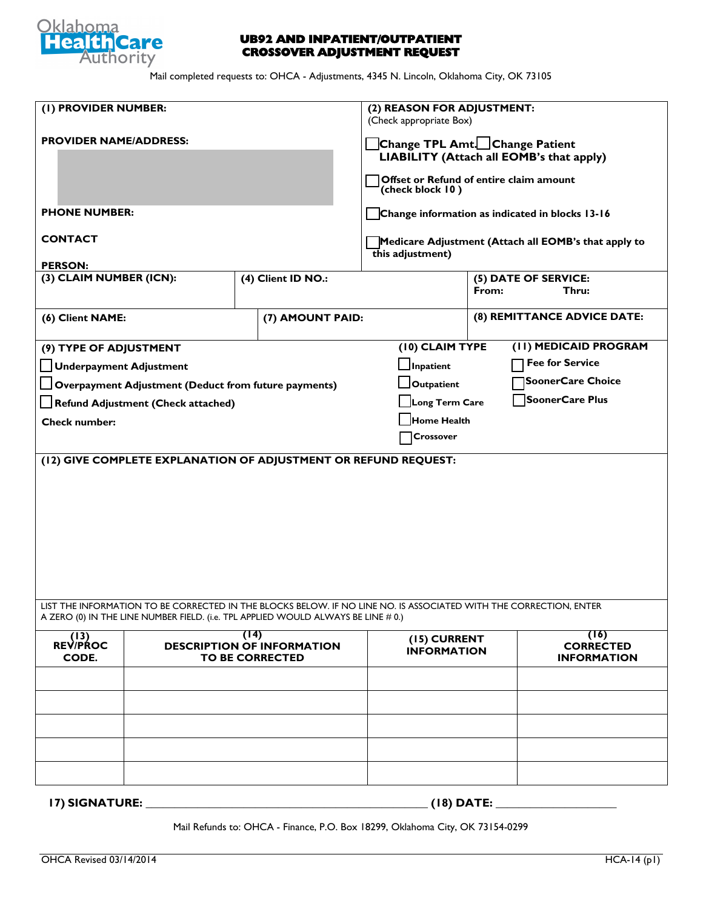Oklahoma Health Care Authority

# UB92 AND INPATIENT/OUTPATIENT CROSSOVER ADJUSTMENT REQUEST

Mail completed requests to: OHCA - Adjustments, 4345 N. Lincoln, Oklahoma City, OK 73105

**(1) PROVIDER NUMBER:**

**PROVIDER NAME/ADDRESS:**

**PHONE NUMBER:**

**CONTACT PERSON:**

**(2) REASON FOR ADJUSTMENT:** (Check appropriate Box)

- ☐ **Change TPL Amt.** ☐ **Change Patient LIABILITY (Attach all EOMB's that apply)**
- ☐ **Offset or Refund of entire claim amount (check block 10 )**
- ☐ **Change information as indicated in blocks 13-16**
- ☐ **Medicare Adjustment (Attach all EOMB's that apply to this adjustment)**

| **(3) CLAIM NUMBER (ICN):** | **(4) Client ID NO.:** | **(5) DATE OF SERVICE:** From: Thru: |
|---|---|---|
| **(6) Client NAME:** | **(7) AMOUNT PAID:** | **(8) REMITTANCE ADVICE DATE:** |

**(9) TYPE OF ADJUSTMENT**

- ☐ **Underpayment Adjustment**
- ☐ **Overpayment Adjustment (Deduct from future payments)**
- ☐ **Refund Adjustment (Check attached)**

**Check number:**

**(10) CLAIM TYPE**

- ☐ **Inpatient**
- ☐ **Outpatient**
- ☐ **Long Term Care**
- ☐ **Home Health**
- ☐ **Crossover**

**(11) MEDICAID PROGRAM**

- ☐ **Fee for Service**
- ☐ **SoonerCare Choice**
- ☐ **SoonerCare Plus**

**(12) GIVE COMPLETE EXPLANATION OF ADJUSTMENT OR REFUND REQUEST:**

LIST THE INFORMATION TO BE CORRECTED IN THE BLOCKS BELOW. IF NO LINE NO. IS ASSOCIATED WITH THE CORRECTION, ENTER A ZERO (0) IN THE LINE NUMBER FIELD. (i.e. TPL APPLIED WOULD ALWAYS BE LINE # 0.)

| (13) REV/PROC CODE. | (14) DESCRIPTION OF INFORMATION TO BE CORRECTED | (15) CURRENT INFORMATION | (16) CORRECTED INFORMATION |
|---|---|---|---|
| | | | |
| | | | |
| | | | |
| | | | |
| | | | |

**17) SIGNATURE:** ______________________________ **(18) DATE:** ____________________

Mail Refunds to: OHCA - Finance, P.O. Box 18299, Oklahoma City, OK 73154-0299

OHCA Revised 03/14/2014 HCA-14 (p1)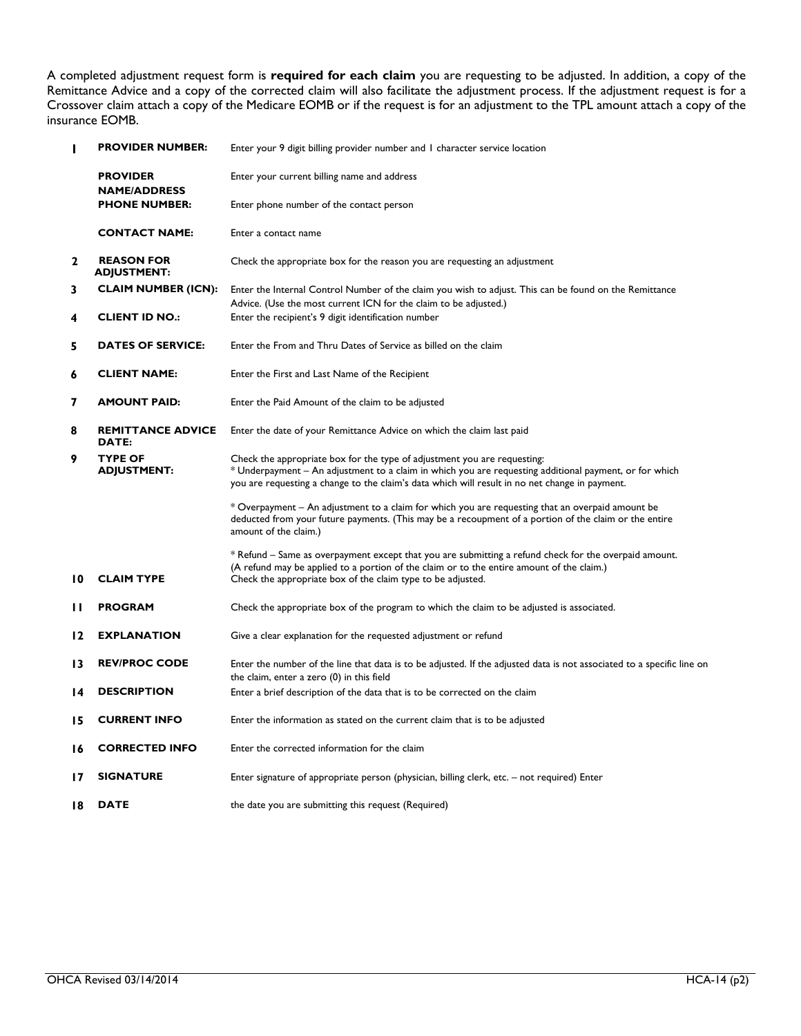A completed adjustment request form is **required for each claim** you are requesting to be adjusted. In addition, a copy of the Remittance Advice and a copy of the corrected claim will also facilitate the adjustment process. If the adjustment request is for a Crossover claim attach a copy of the Medicare EOMB or if the request is for an adjustment to the TPL amount attach a copy of the insurance EOMB.

| | | |
|---|---|---|
| 1 | **PROVIDER NUMBER:** | Enter your 9 digit billing provider number and 1 character service location |
| | **PROVIDER NAME/ADDRESS** | Enter your current billing name and address |
| | **PHONE NUMBER:** | Enter phone number of the contact person |
| | **CONTACT NAME:** | Enter a contact name |
| 2 | **REASON FOR ADJUSTMENT:** | Check the appropriate box for the reason you are requesting an adjustment |
| 3 | **CLAIM NUMBER (ICN):** | Enter the Internal Control Number of the claim you wish to adjust. This can be found on the Remittance Advice. (Use the most current ICN for the claim to be adjusted.) |
| 4 | **CLIENT ID NO.:** | Enter the recipient's 9 digit identification number |
| 5 | **DATES OF SERVICE:** | Enter the From and Thru Dates of Service as billed on the claim |
| 6 | **CLIENT NAME:** | Enter the First and Last Name of the Recipient |
| 7 | **AMOUNT PAID:** | Enter the Paid Amount of the claim to be adjusted |
| 8 | **REMITTANCE ADVICE DATE:** | Enter the date of your Remittance Advice on which the claim last paid |
| 9 | **TYPE OF ADJUSTMENT:** | Check the appropriate box for the type of adjustment you are requesting:<br>* Underpayment – An adjustment to a claim in which you are requesting additional payment, or for which you are requesting a change to the claim's data which will result in no net change in payment.<br><br>* Overpayment – An adjustment to a claim for which you are requesting that an overpaid amount be deducted from your future payments. (This may be a recoupment of a portion of the claim or the entire amount of the claim.)<br><br>* Refund – Same as overpayment except that you are submitting a refund check for the overpaid amount. (A refund may be applied to a portion of the claim or to the entire amount of the claim.) |
| 10 | **CLAIM TYPE** | Check the appropriate box of the claim type to be adjusted. |
| 11 | **PROGRAM** | Check the appropriate box of the program to which the claim to be adjusted is associated. |
| 12 | **EXPLANATION** | Give a clear explanation for the requested adjustment or refund |
| 13 | **REV/PROC CODE** | Enter the number of the line that data is to be adjusted. If the adjusted data is not associated to a specific line on the claim, enter a zero (0) in this field |
| 14 | **DESCRIPTION** | Enter a brief description of the data that is to be corrected on the claim |
| 15 | **CURRENT INFO** | Enter the information as stated on the current claim that is to be adjusted |
| 16 | **CORRECTED INFO** | Enter the corrected information for the claim |
| 17 | **SIGNATURE** | Enter signature of appropriate person (physician, billing clerk, etc. – not required) Enter |
| 18 | **DATE** | the date you are submitting this request (Required) |

OHCA Revised 03/14/2014 HCA-14 (p2)